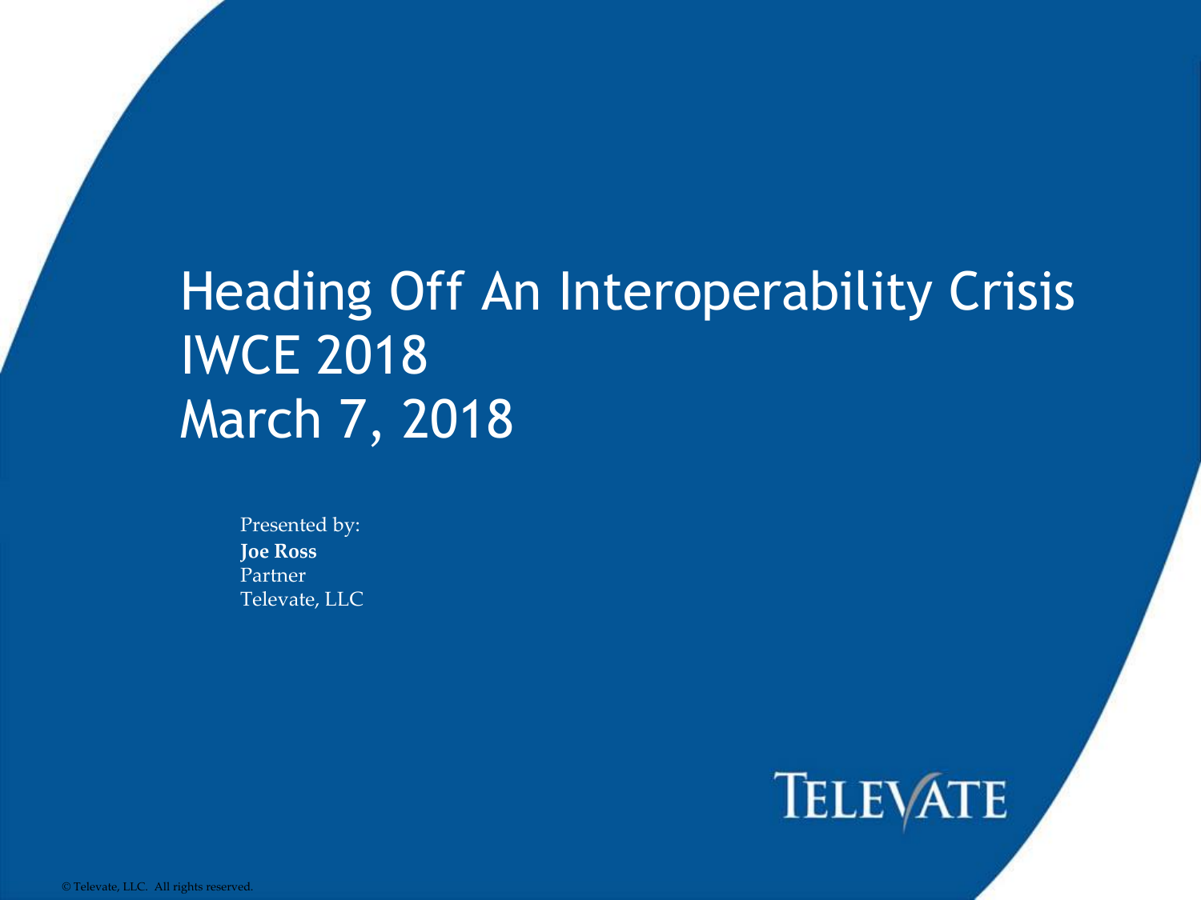# Heading Off An Interoperability Crisis
# IWCE 2018
# March 7, 2018

Presented by:
**Joe Ross**
Partner
Televate, LLC

TELEVATE

© Televate, LLC. All rights reserved.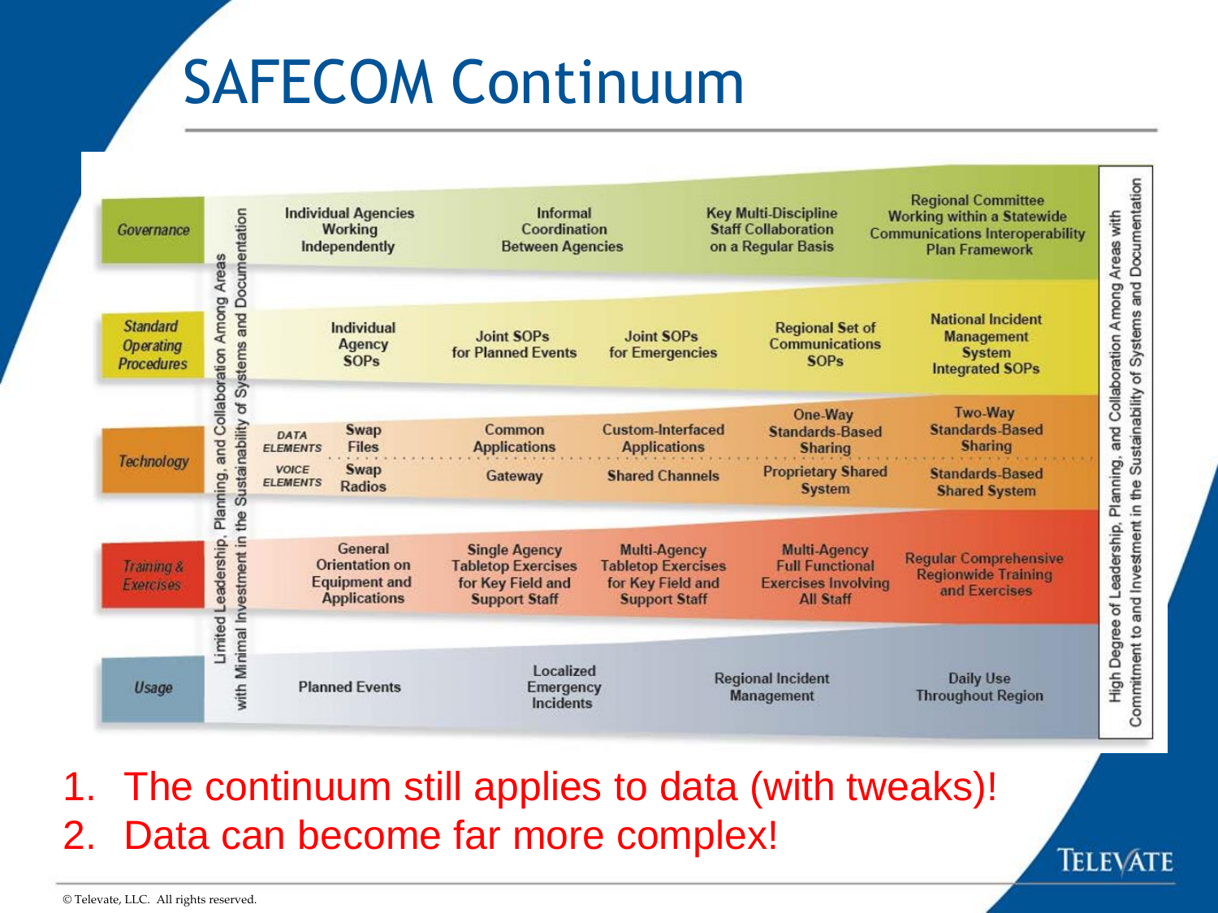# SAFECOM Continuum

| | Limited Leadership, Planning, and Collaboration Among Areas with Minimal Investment in the Sustainability of Systems and Documentation | | | | | High Degree of Leadership, Planning, and Collaboration Among Areas with Commitment to and Investment in the Sustainability of Systems and Documentation |
|---|---|---|---|---|---|---|
| **Governance** | Individual Agencies Working Independently | Informal Coordination Between Agencies | | Key Multi-Discipline Staff Collaboration on a Regular Basis | Regional Committee Working within a Statewide Communications Interoperability Plan Framework | |
| **Standard Operating Procedures** | Individual Agency SOPs | Joint SOPs for Planned Events | Joint SOPs for Emergencies | Regional Set of Communications SOPs | National Incident Management System Integrated SOPs | |
| **Technology** – DATA ELEMENTS | Swap Files | Common Applications | Custom-Interfaced Applications | One-Way Standards-Based Sharing | Two-Way Standards-Based Sharing | |
| **Technology** – VOICE ELEMENTS | Swap Radios | Gateway | Shared Channels | Proprietary Shared System | Standards-Based Shared System | |
| **Training & Exercises** | General Orientation on Equipment and Applications | Single Agency Tabletop Exercises for Key Field and Support Staff | Multi-Agency Tabletop Exercises for Key Field and Support Staff | Multi-Agency Full Functional Exercises Involving All Staff | Regular Comprehensive Regionwide Training and Exercises | |
| **Usage** | Planned Events | Localized Emergency Incidents | | Regional Incident Management | Daily Use Throughout Region | |

1. The continuum still applies to data (with tweaks)!
2. Data can become far more complex!

© Televate, LLC. All rights reserved.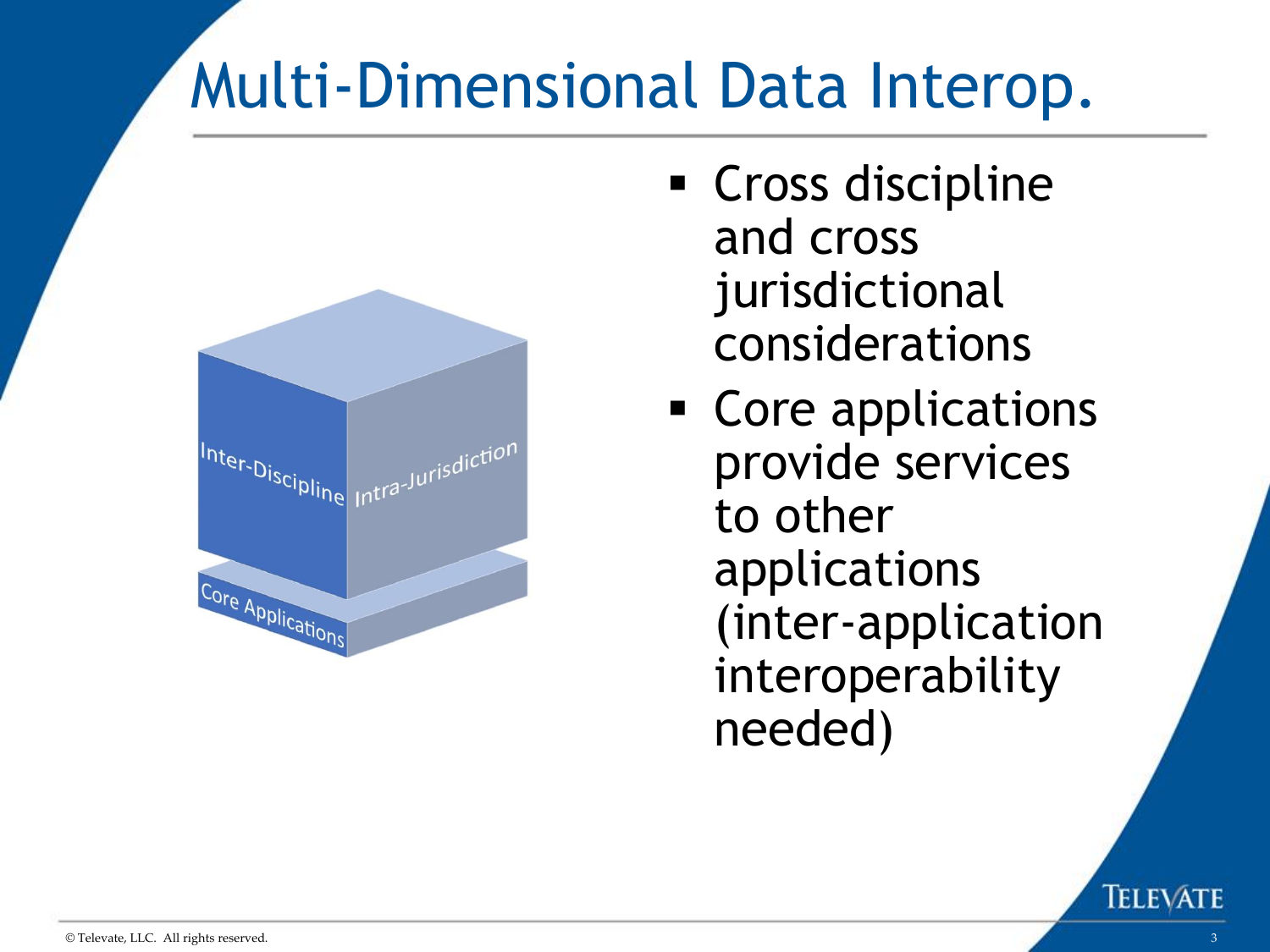# Multi-Dimensional Data Interop.

Inter-Discipline

Intra-Jurisdiction

Core Applications

- Cross discipline and cross jurisdictional considerations
- Core applications provide services to other applications (inter-application interoperability needed)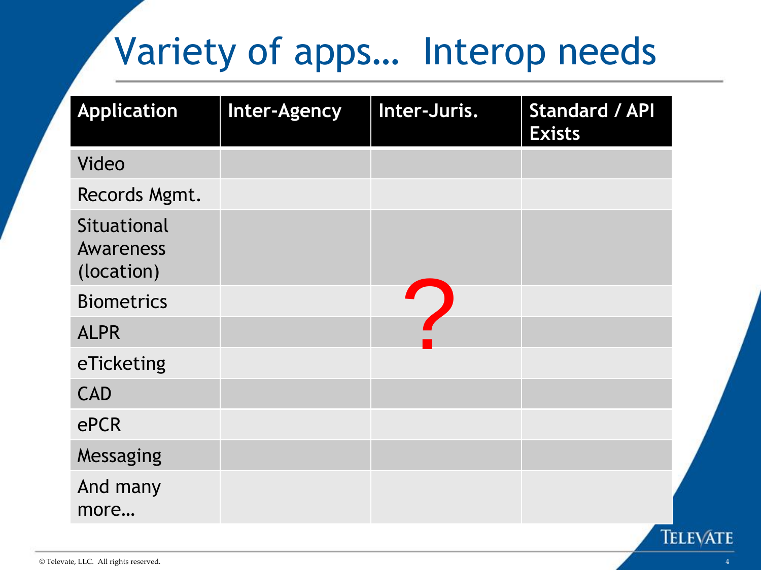# Variety of apps… Interop needs

| Application | Inter-Agency | Inter-Juris. | Standard / API Exists |
|---|---|---|---|
| Video | | | |
| Records Mgmt. | | | |
| Situational Awareness (location) | | | |
| Biometrics | | ? | |
| ALPR | | | |
| eTicketing | | | |
| CAD | | | |
| ePCR | | | |
| Messaging | | | |
| And many more… | | | |

© Televate, LLC. All rights reserved.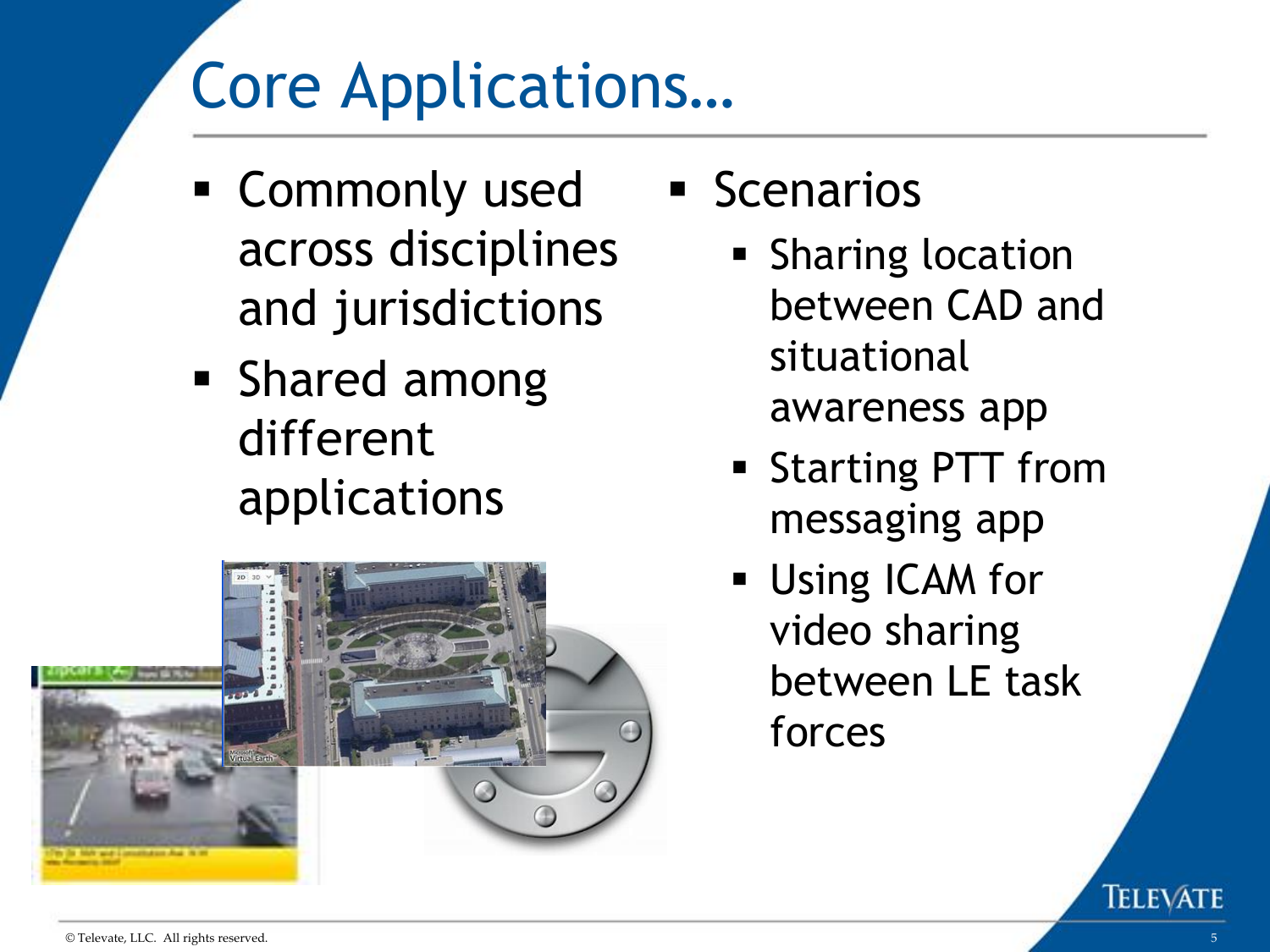# Core Applications…

- Commonly used across disciplines and jurisdictions
- Shared among different applications

- Scenarios
  - Sharing location between CAD and situational awareness app
  - Starting PTT from messaging app
  - Using ICAM for video sharing between LE task forces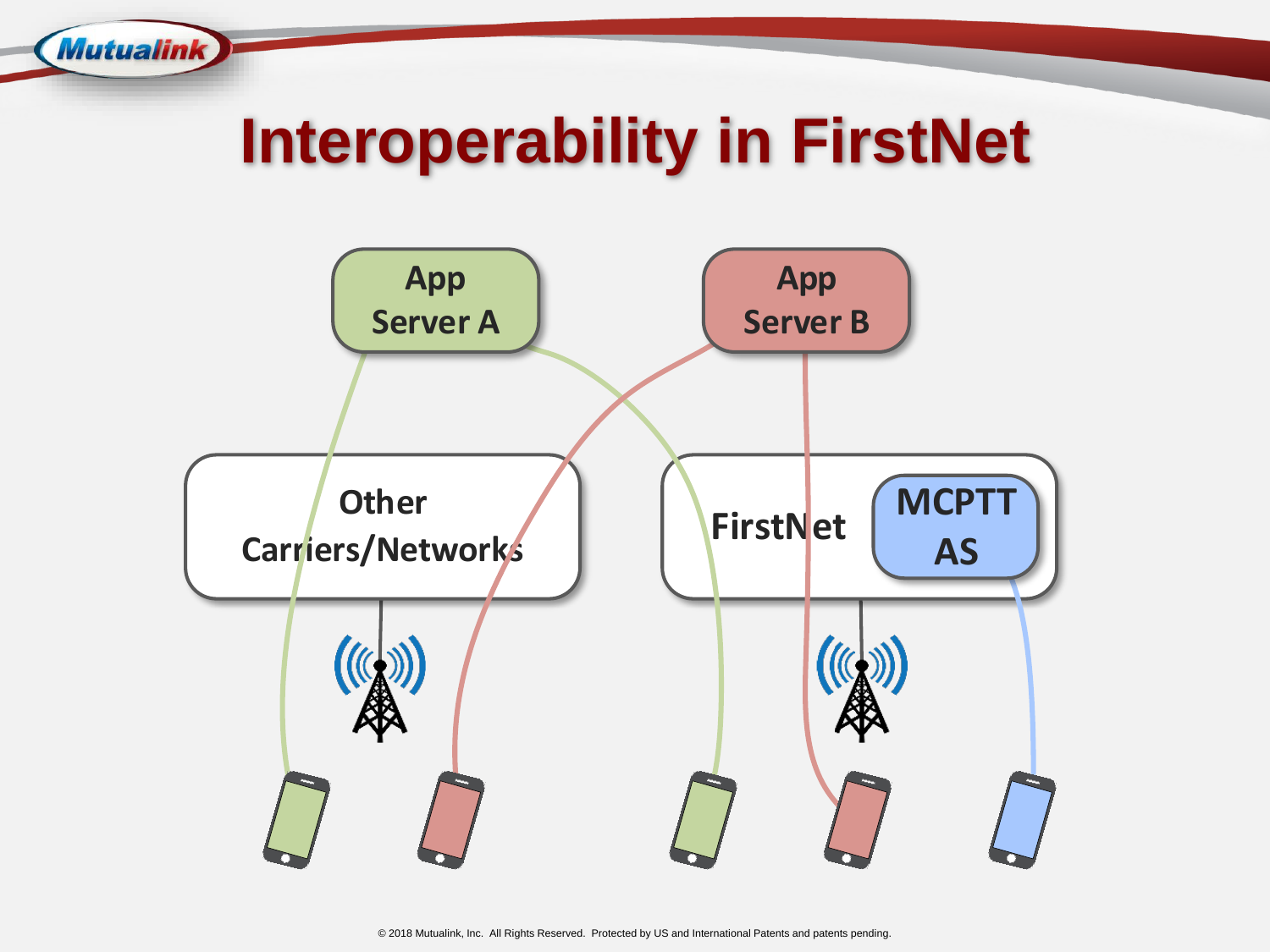# Interoperability in FirstNet

App Server A

App Server B

Other Carriers/Networks

FirstNet

MCPTT AS

© 2018 Mutualink, Inc. All Rights Reserved. Protected by US and International Patents and patents pending.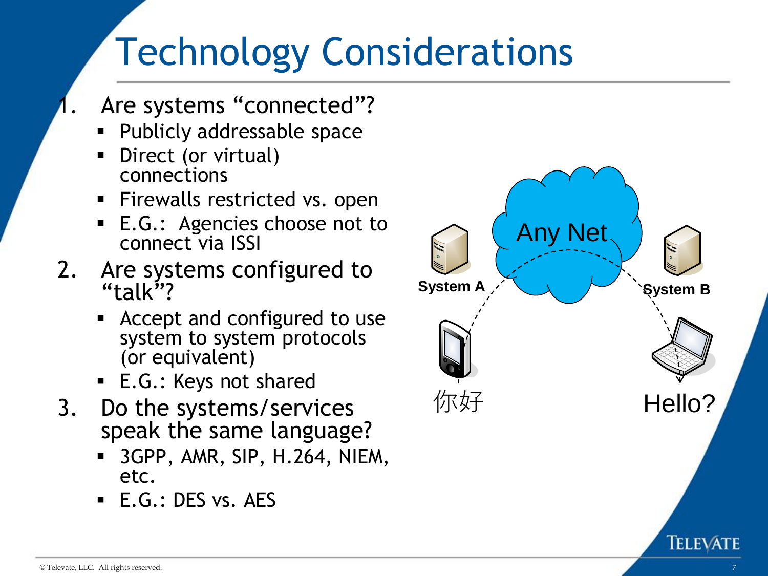# Technology Considerations

1. Are systems "connected"?
   - Publicly addressable space
   - Direct (or virtual) connections
   - Firewalls restricted vs. open
   - E.G.: Agencies choose not to connect via ISSI
2. Are systems configured to "talk"?
   - Accept and configured to use system to system protocols (or equivalent)
   - E.G.: Keys not shared
3. Do the systems/services speak the same language?
   - 3GPP, AMR, SIP, H.264, NIEM, etc.
   - E.G.: DES vs. AES

Any Net

System A

System B

你好

Hello?

© Televate, LLC. All rights reserved.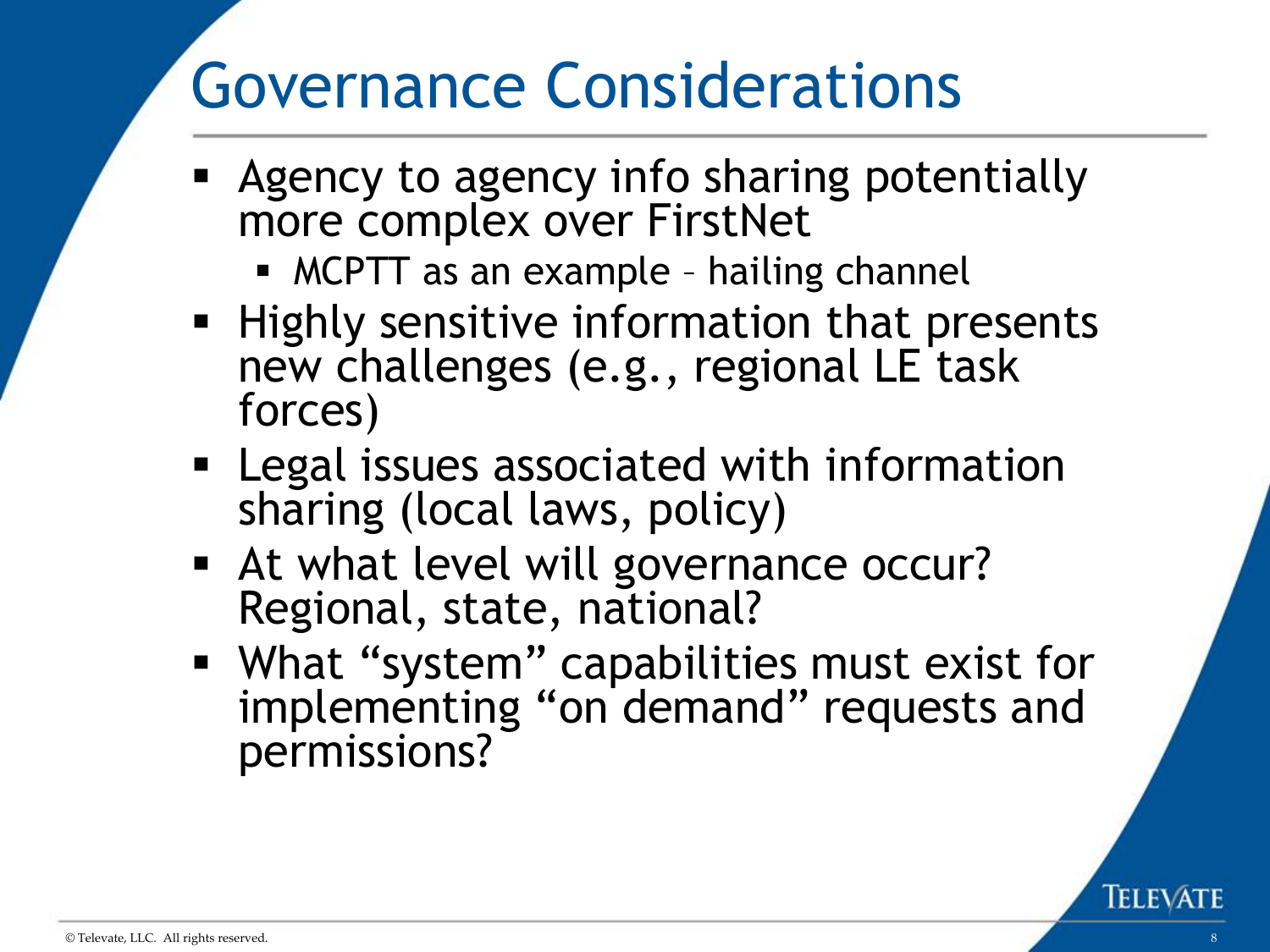# Governance Considerations

- Agency to agency info sharing potentially more complex over FirstNet
  - MCPTT as an example – hailing channel
- Highly sensitive information that presents new challenges (e.g., regional LE task forces)
- Legal issues associated with information sharing (local laws, policy)
- At what level will governance occur? Regional, state, national?
- What “system” capabilities must exist for implementing “on demand” requests and permissions?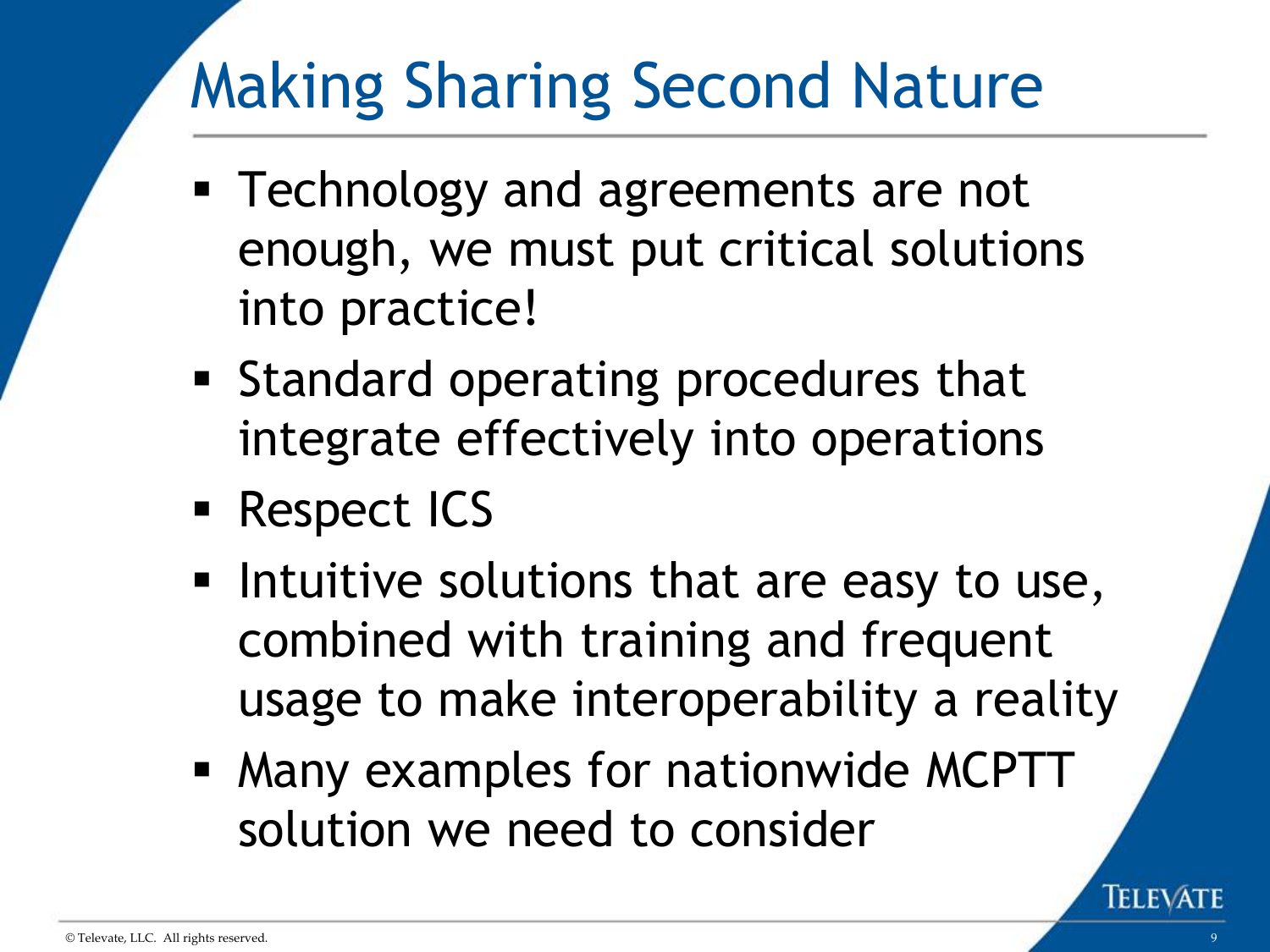# Making Sharing Second Nature

- Technology and agreements are not enough, we must put critical solutions into practice!
- Standard operating procedures that integrate effectively into operations
- Respect ICS
- Intuitive solutions that are easy to use, combined with training and frequent usage to make interoperability a reality
- Many examples for nationwide MCPTT solution we need to consider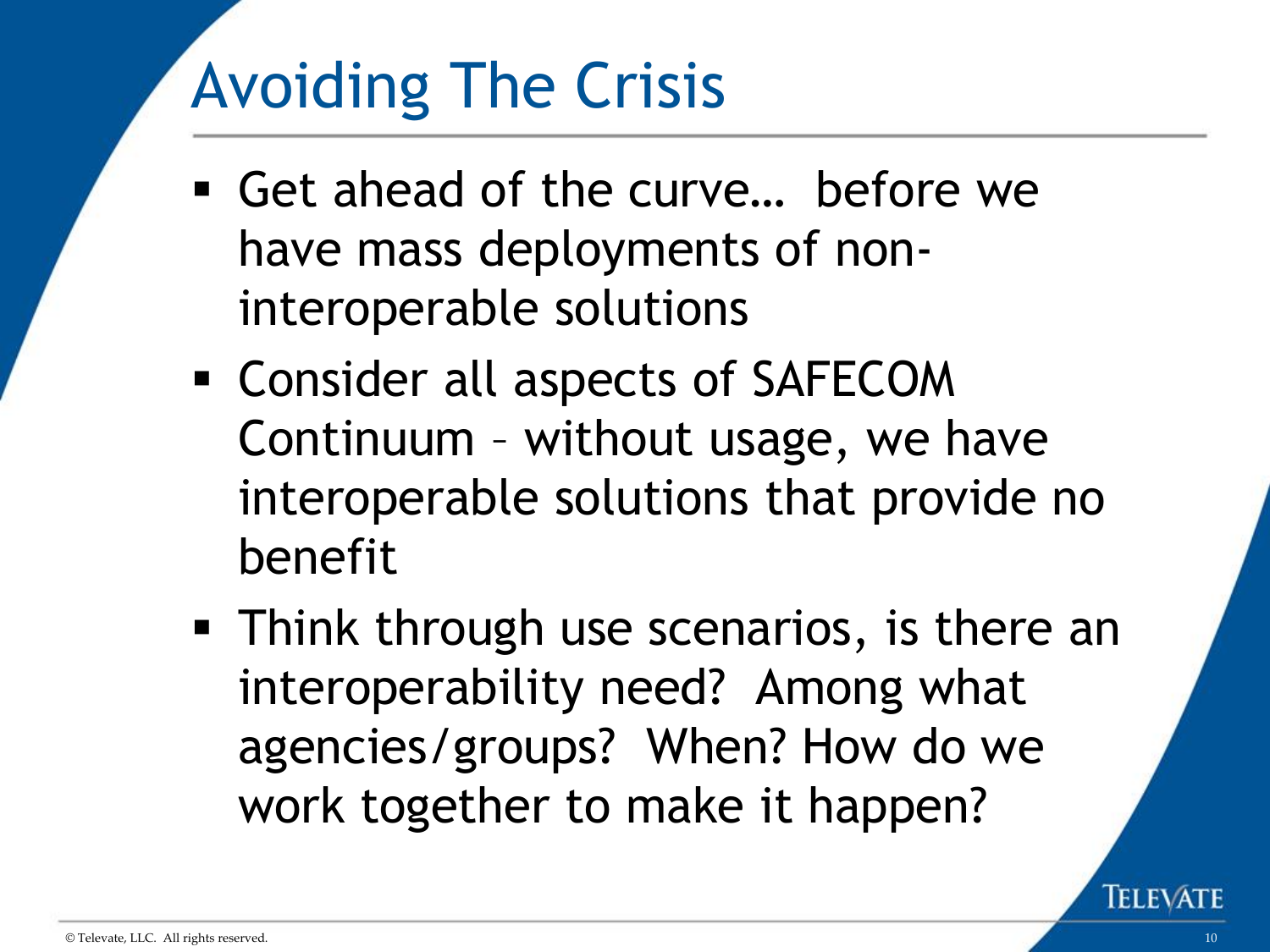# Avoiding The Crisis

- Get ahead of the curve… before we have mass deployments of non-interoperable solutions
- Consider all aspects of SAFECOM Continuum – without usage, we have interoperable solutions that provide no benefit
- Think through use scenarios, is there an interoperability need? Among what agencies/groups? When? How do we work together to make it happen?